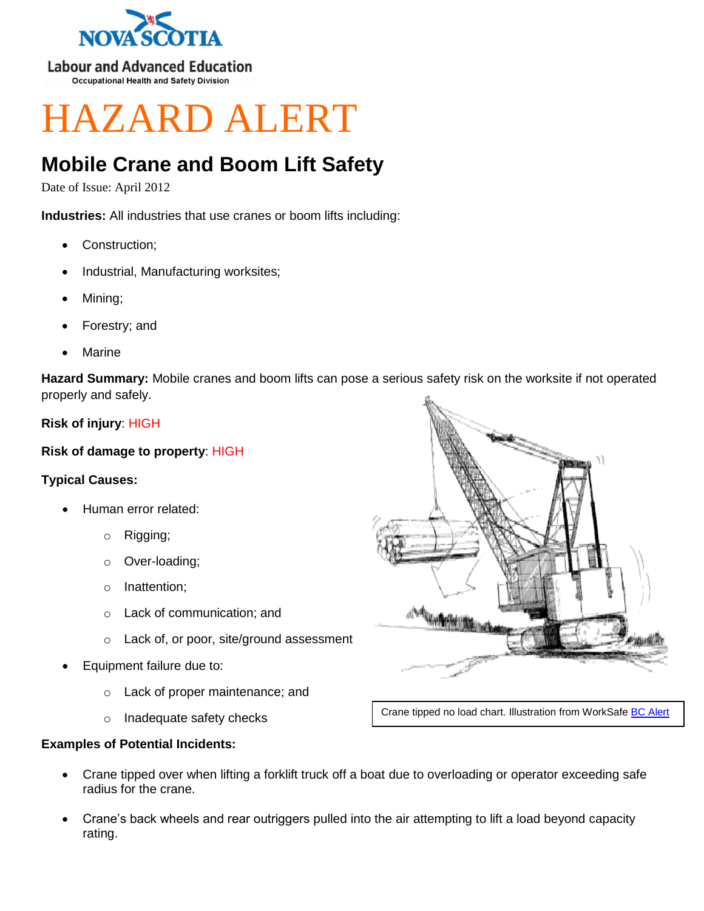NOVA SCOTIA

Labour and Advanced Education

Occupational Health and Safety Division

# HAZARD ALERT

## Mobile Crane and Boom Lift Safety

Date of Issue: April 2012

**Industries:** All industries that use cranes or boom lifts including:

- Construction;
- Industrial, Manufacturing worksites;
- Mining;
- Forestry; and
- Marine

**Hazard Summary:** Mobile cranes and boom lifts can pose a serious safety risk on the worksite if not operated properly and safely.

**Risk of injury**: HIGH

**Risk of damage to property**: HIGH

**Typical Causes:**

- Human error related:
  - Rigging;
  - Over-loading;
  - Inattention;
  - Lack of communication; and
  - Lack of, or poor, site/ground assessment
- Equipment failure due to:
  - Lack of proper maintenance; and
  - Inadequate safety checks

Crane tipped no load chart. Illustration from WorkSafe BC Alert

**Examples of Potential Incidents:**

- Crane tipped over when lifting a forklift truck off a boat due to overloading or operator exceeding safe radius for the crane.
- Crane's back wheels and rear outriggers pulled into the air attempting to lift a load beyond capacity rating.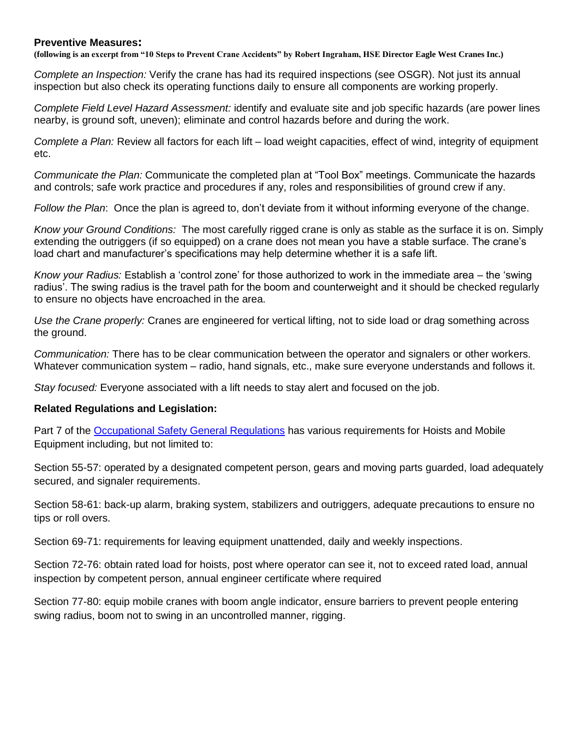**Preventive Measures:**

**(following is an excerpt from "10 Steps to Prevent Crane Accidents" by Robert Ingraham, HSE Director Eagle West Cranes Inc.)**

*Complete an Inspection:* Verify the crane has had its required inspections (see OSGR). Not just its annual inspection but also check its operating functions daily to ensure all components are working properly.

*Complete Field Level Hazard Assessment:* identify and evaluate site and job specific hazards (are power lines nearby, is ground soft, uneven); eliminate and control hazards before and during the work.

*Complete a Plan:* Review all factors for each lift – load weight capacities, effect of wind, integrity of equipment etc.

*Communicate the Plan:* Communicate the completed plan at "Tool Box" meetings. Communicate the hazards and controls; safe work practice and procedures if any, roles and responsibilities of ground crew if any.

*Follow the Plan*: Once the plan is agreed to, don't deviate from it without informing everyone of the change.

*Know your Ground Conditions:* The most carefully rigged crane is only as stable as the surface it is on. Simply extending the outriggers (if so equipped) on a crane does not mean you have a stable surface. The crane's load chart and manufacturer's specifications may help determine whether it is a safe lift.

*Know your Radius:* Establish a 'control zone' for those authorized to work in the immediate area – the 'swing radius'. The swing radius is the travel path for the boom and counterweight and it should be checked regularly to ensure no objects have encroached in the area.

*Use the Crane properly:* Cranes are engineered for vertical lifting, not to side load or drag something across the ground.

*Communication:* There has to be clear communication between the operator and signalers or other workers. Whatever communication system – radio, hand signals, etc., make sure everyone understands and follows it.

*Stay focused:* Everyone associated with a lift needs to stay alert and focused on the job.

**Related Regulations and Legislation:**

Part 7 of the Occupational Safety General Regulations has various requirements for Hoists and Mobile Equipment including, but not limited to:

Section 55-57: operated by a designated competent person, gears and moving parts guarded, load adequately secured, and signaler requirements.

Section 58-61: back-up alarm, braking system, stabilizers and outriggers, adequate precautions to ensure no tips or roll overs.

Section 69-71: requirements for leaving equipment unattended, daily and weekly inspections.

Section 72-76: obtain rated load for hoists, post where operator can see it, not to exceed rated load, annual inspection by competent person, annual engineer certificate where required

Section 77-80: equip mobile cranes with boom angle indicator, ensure barriers to prevent people entering swing radius, boom not to swing in an uncontrolled manner, rigging.